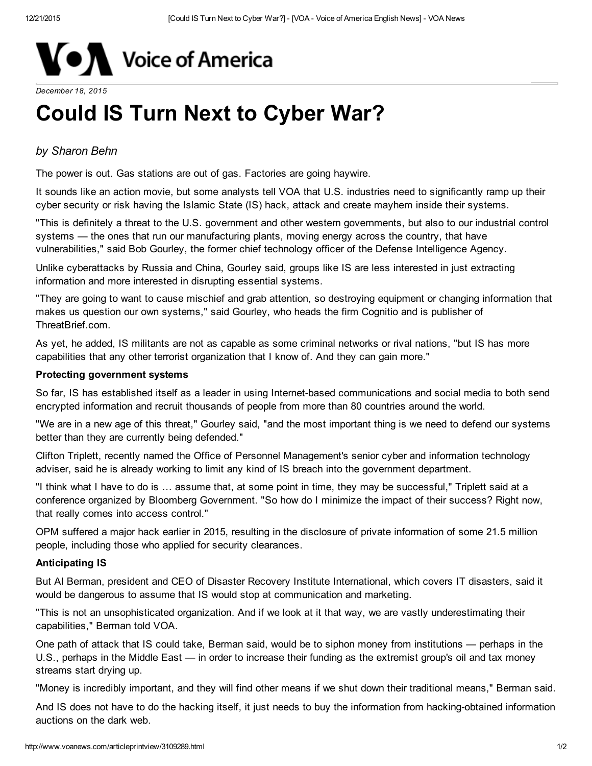Voice of America

*December 18, 2015*

# Could IS Turn Next to Cyber War?

*by Sharon Behn*

The power is out. Gas stations are out of gas. Factories are going haywire.

It sounds like an action movie, but some analysts tell VOA that U.S. industries need to significantly ramp up their cyber security or risk having the Islamic State (IS) hack, attack and create mayhem inside their systems.

"This is definitely a threat to the U.S. government and other western governments, but also to our industrial control systems — the ones that run our manufacturing plants, moving energy across the country, that have vulnerabilities," said Bob Gourley, the former chief technology officer of the Defense Intelligence Agency.

Unlike cyberattacks by Russia and China, Gourley said, groups like IS are less interested in just extracting information and more interested in disrupting essential systems.

"They are going to want to cause mischief and grab attention, so destroying equipment or changing information that makes us question our own systems," said Gourley, who heads the firm Cognitio and is publisher of ThreatBrief.com.

As yet, he added, IS militants are not as capable as some criminal networks or rival nations, "but IS has more capabilities that any other terrorist organization that I know of. And they can gain more."

**Protecting government systems**

So far, IS has established itself as a leader in using Internet-based communications and social media to both send encrypted information and recruit thousands of people from more than 80 countries around the world.

"We are in a new age of this threat," Gourley said, "and the most important thing is we need to defend our systems better than they are currently being defended."

Clifton Triplett, recently named the Office of Personnel Management's senior cyber and information technology adviser, said he is already working to limit any kind of IS breach into the government department.

"I think what I have to do is … assume that, at some point in time, they may be successful," Triplett said at a conference organized by Bloomberg Government. "So how do I minimize the impact of their success? Right now, that really comes into access control."

OPM suffered a major hack earlier in 2015, resulting in the disclosure of private information of some 21.5 million people, including those who applied for security clearances.

**Anticipating IS**

But Al Berman, president and CEO of Disaster Recovery Institute International, which covers IT disasters, said it would be dangerous to assume that IS would stop at communication and marketing.

"This is not an unsophisticated organization. And if we look at it that way, we are vastly underestimating their capabilities," Berman told VOA.

One path of attack that IS could take, Berman said, would be to siphon money from institutions — perhaps in the U.S., perhaps in the Middle East — in order to increase their funding as the extremist group's oil and tax money streams start drying up.

"Money is incredibly important, and they will find other means if we shut down their traditional means," Berman said.

And IS does not have to do the hacking itself, it just needs to buy the information from hacking-obtained information auctions on the dark web.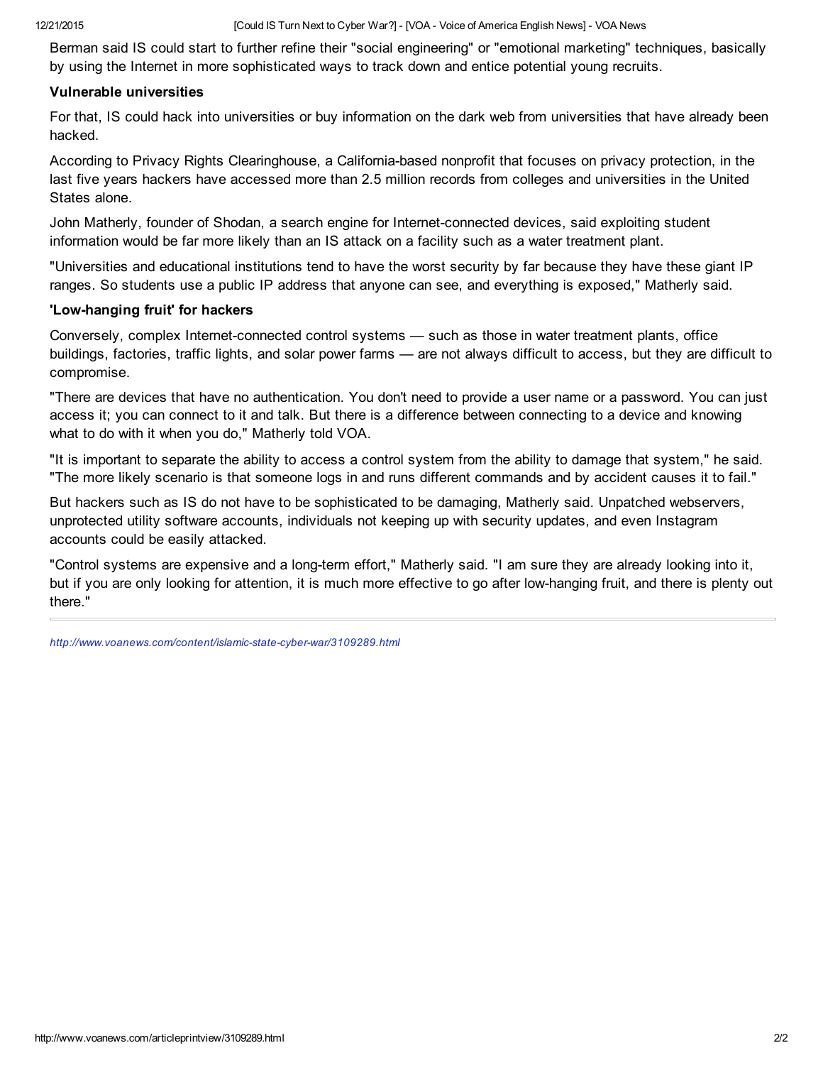Berman said IS could start to further refine their "social engineering" or "emotional marketing" techniques, basically by using the Internet in more sophisticated ways to track down and entice potential young recruits.

### Vulnerable universities

For that, IS could hack into universities or buy information on the dark web from universities that have already been hacked.

According to Privacy Rights Clearinghouse, a California-based nonprofit that focuses on privacy protection, in the last five years hackers have accessed more than 2.5 million records from colleges and universities in the United States alone.

John Matherly, founder of Shodan, a search engine for Internet-connected devices, said exploiting student information would be far more likely than an IS attack on a facility such as a water treatment plant.

"Universities and educational institutions tend to have the worst security by far because they have these giant IP ranges. So students use a public IP address that anyone can see, and everything is exposed," Matherly said.

### 'Low-hanging fruit' for hackers

Conversely, complex Internet-connected control systems — such as those in water treatment plants, office buildings, factories, traffic lights, and solar power farms — are not always difficult to access, but they are difficult to compromise.

"There are devices that have no authentication. You don't need to provide a user name or a password. You can just access it; you can connect to it and talk. But there is a difference between connecting to a device and knowing what to do with it when you do," Matherly told VOA.

"It is important to separate the ability to access a control system from the ability to damage that system," he said. "The more likely scenario is that someone logs in and runs different commands and by accident causes it to fail."

But hackers such as IS do not have to be sophisticated to be damaging, Matherly said. Unpatched webservers, unprotected utility software accounts, individuals not keeping up with security updates, and even Instagram accounts could be easily attacked.

"Control systems are expensive and a long-term effort," Matherly said. "I am sure they are already looking into it, but if you are only looking for attention, it is much more effective to go after low-hanging fruit, and there is plenty out there."

---

*http://www.voanews.com/content/islamic-state-cyber-war/3109289.html*